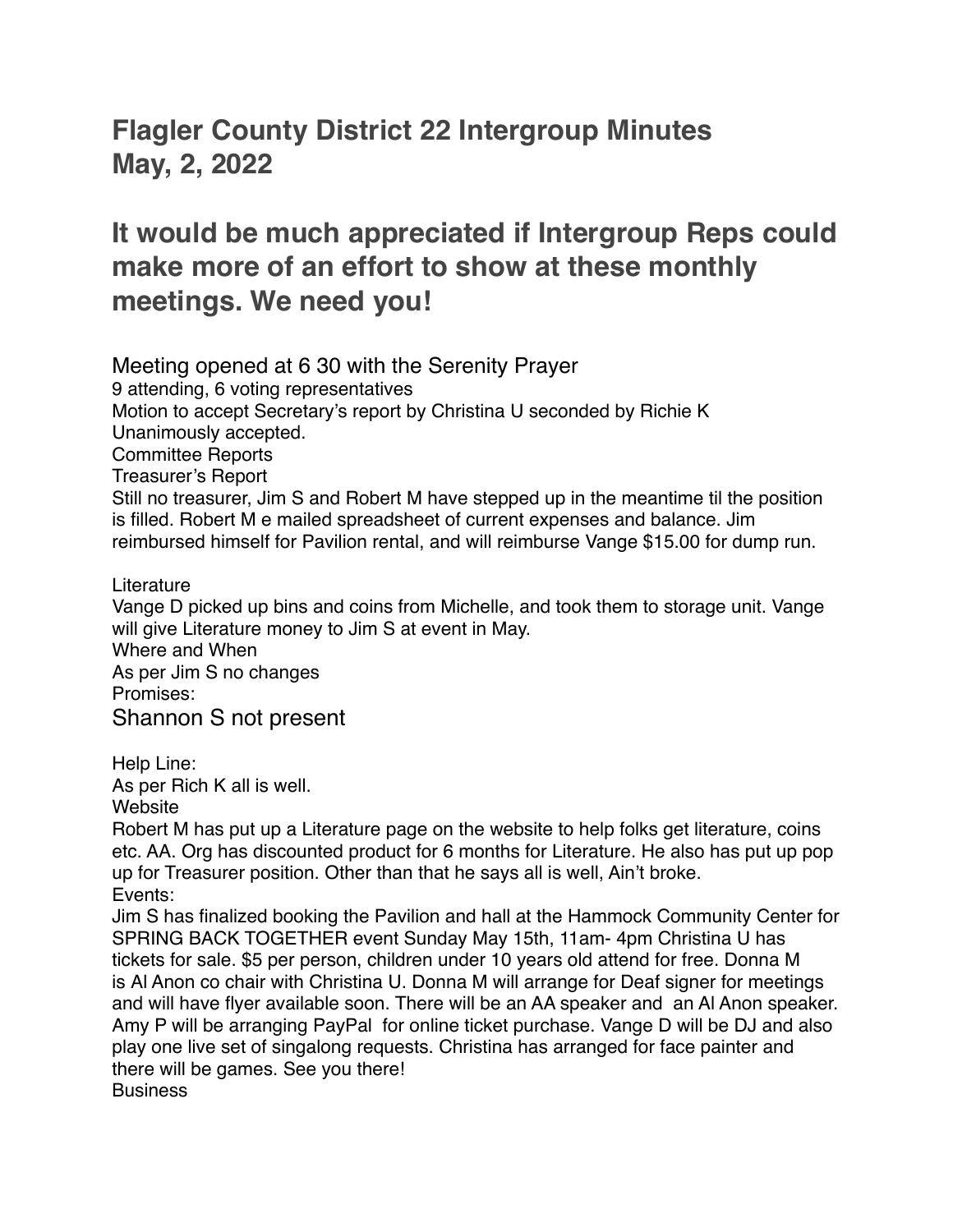# Flagler County District 22 Intergroup Minutes
# May, 2, 2022

## It would be much appreciated if Intergroup Reps could make more of an effort to show at these monthly meetings. We need you!

Meeting opened at 6 30 with the Serenity Prayer
9 attending, 6 voting representatives
Motion to accept Secretary's report by Christina U seconded by Richie K
Unanimously accepted.
Committee Reports
Treasurer's Report
Still no treasurer, Jim S and Robert M have stepped up in the meantime til the position is filled. Robert M e mailed spreadsheet of current expenses and balance. Jim reimbursed himself for Pavilion rental, and will reimburse Vange $15.00 for dump run.

Literature
Vange D picked up bins and coins from Michelle, and took them to storage unit. Vange will give Literature money to Jim S at event in May.
Where and When
As per Jim S no changes
Promises:
Shannon S not present

Help Line:
As per Rich K all is well.
Website
Robert M has put up a Literature page on the website to help folks get literature, coins etc. AA. Org has discounted product for 6 months for Literature. He also has put up pop up for Treasurer position. Other than that he says all is well, Ain't broke.
Events:
Jim S has finalized booking the Pavilion and hall at the Hammock Community Center for SPRING BACK TOGETHER event Sunday May 15th, 11am- 4pm Christina U has tickets for sale. $5 per person, children under 10 years old attend for free. Donna M is Al Anon co chair with Christina U. Donna M will arrange for Deaf signer for meetings and will have flyer available soon. There will be an AA speaker and an Al Anon speaker. Amy P will be arranging PayPal for online ticket purchase. Vange D will be DJ and also play one live set of singalong requests. Christina has arranged for face painter and there will be games. See you there!
Business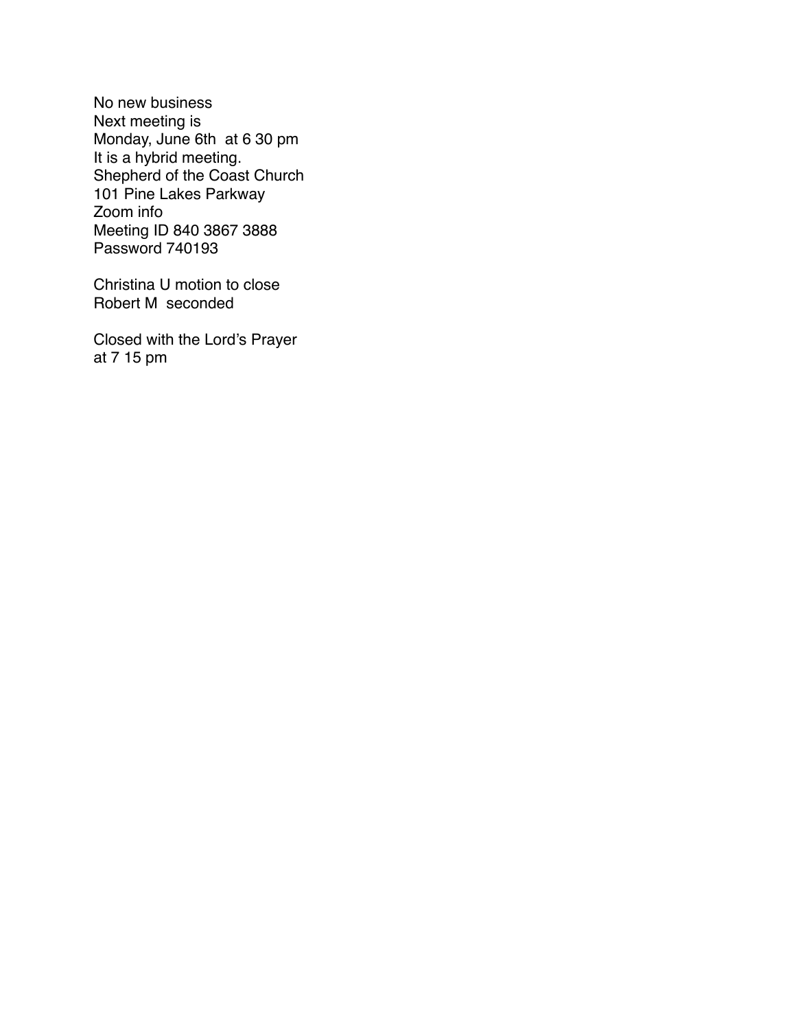No new business
Next meeting is
Monday, June 6th at 6 30 pm
It is a hybrid meeting.
Shepherd of the Coast Church
101 Pine Lakes Parkway
Zoom info
Meeting ID 840 3867 3888
Password 740193

Christina U motion to close
Robert M seconded

Closed with the Lord's Prayer
at 7 15 pm